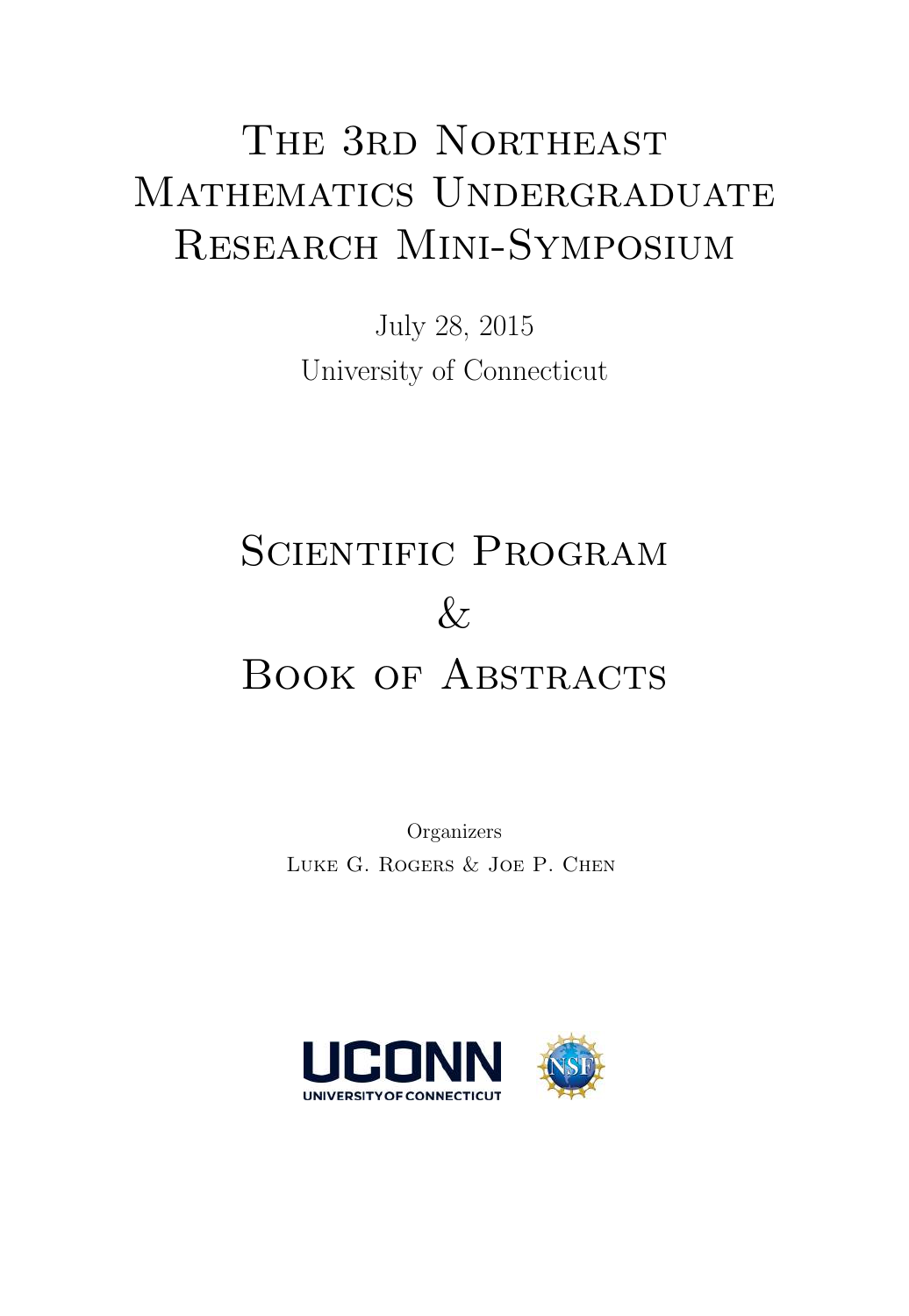# The 3rd Northeast Mathematics Undergraduate Research Mini-Symposium

July 28, 2015

University of Connecticut

# Scientific Program & Book of Abstracts

Organizers

Luke G. Rogers & Joe P. Chen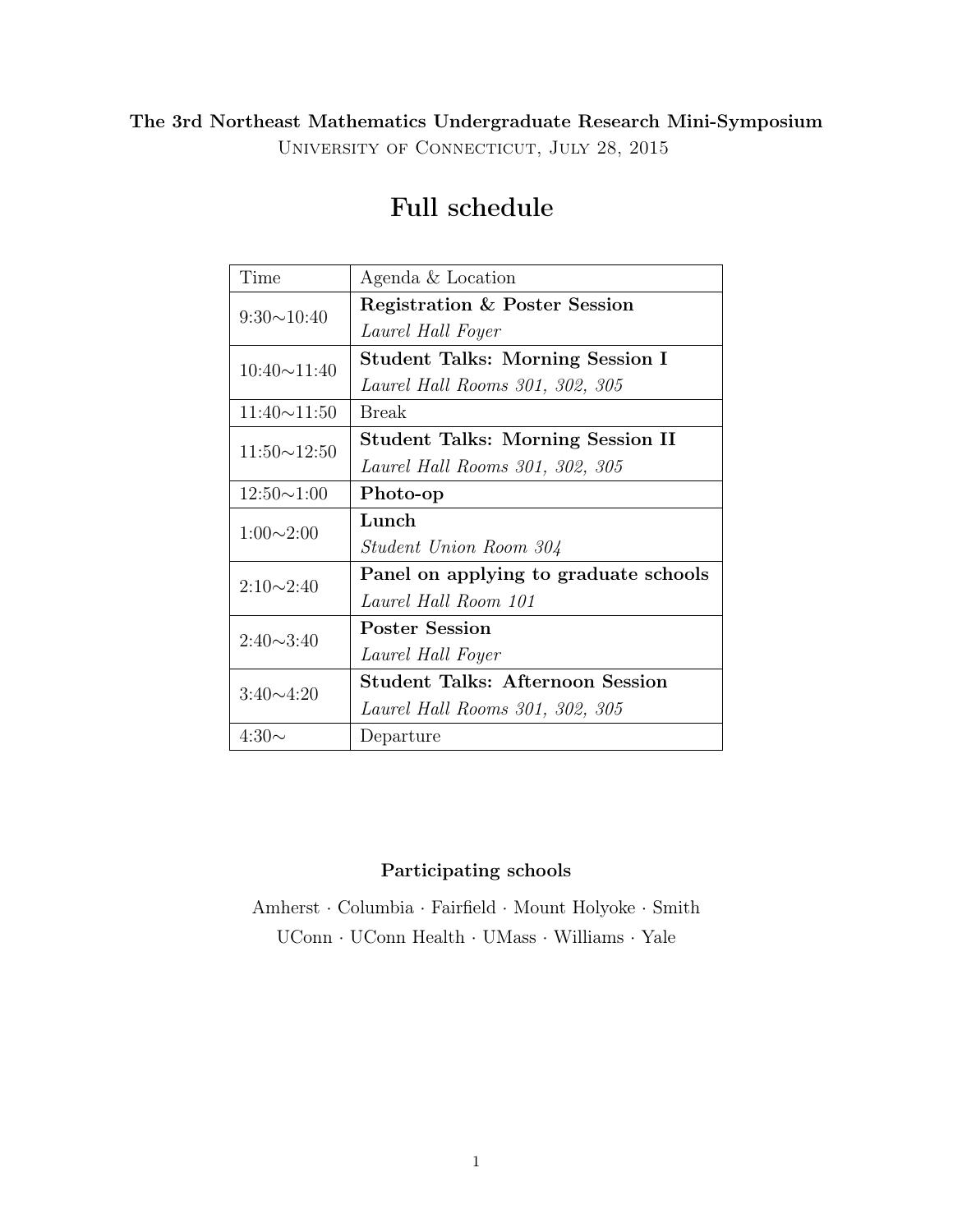**The 3rd Northeast Mathematics Undergraduate Research Mini-Symposium**

University of Connecticut, July 28, 2015

# Full schedule

| Time | Agenda & Location |
|---|---|
| 9:30∼10:40 | **Registration & Poster Session**<br>*Laurel Hall Foyer* |
| 10:40∼11:40 | **Student Talks: Morning Session I**<br>*Laurel Hall Rooms 301, 302, 305* |
| 11:40∼11:50 | Break |
| 11:50∼12:50 | **Student Talks: Morning Session II**<br>*Laurel Hall Rooms 301, 302, 305* |
| 12:50∼1:00 | **Photo-op** |
| 1:00∼2:00 | **Lunch**<br>*Student Union Room 304* |
| 2:10∼2:40 | **Panel on applying to graduate schools**<br>*Laurel Hall Room 101* |
| 2:40∼3:40 | **Poster Session**<br>*Laurel Hall Foyer* |
| 3:40∼4:20 | **Student Talks: Afternoon Session**<br>*Laurel Hall Rooms 301, 302, 305* |
| 4:30∼ | Departure |

**Participating schools**

Amherst · Columbia · Fairfield · Mount Holyoke · Smith
UConn · UConn Health · UMass · Williams · Yale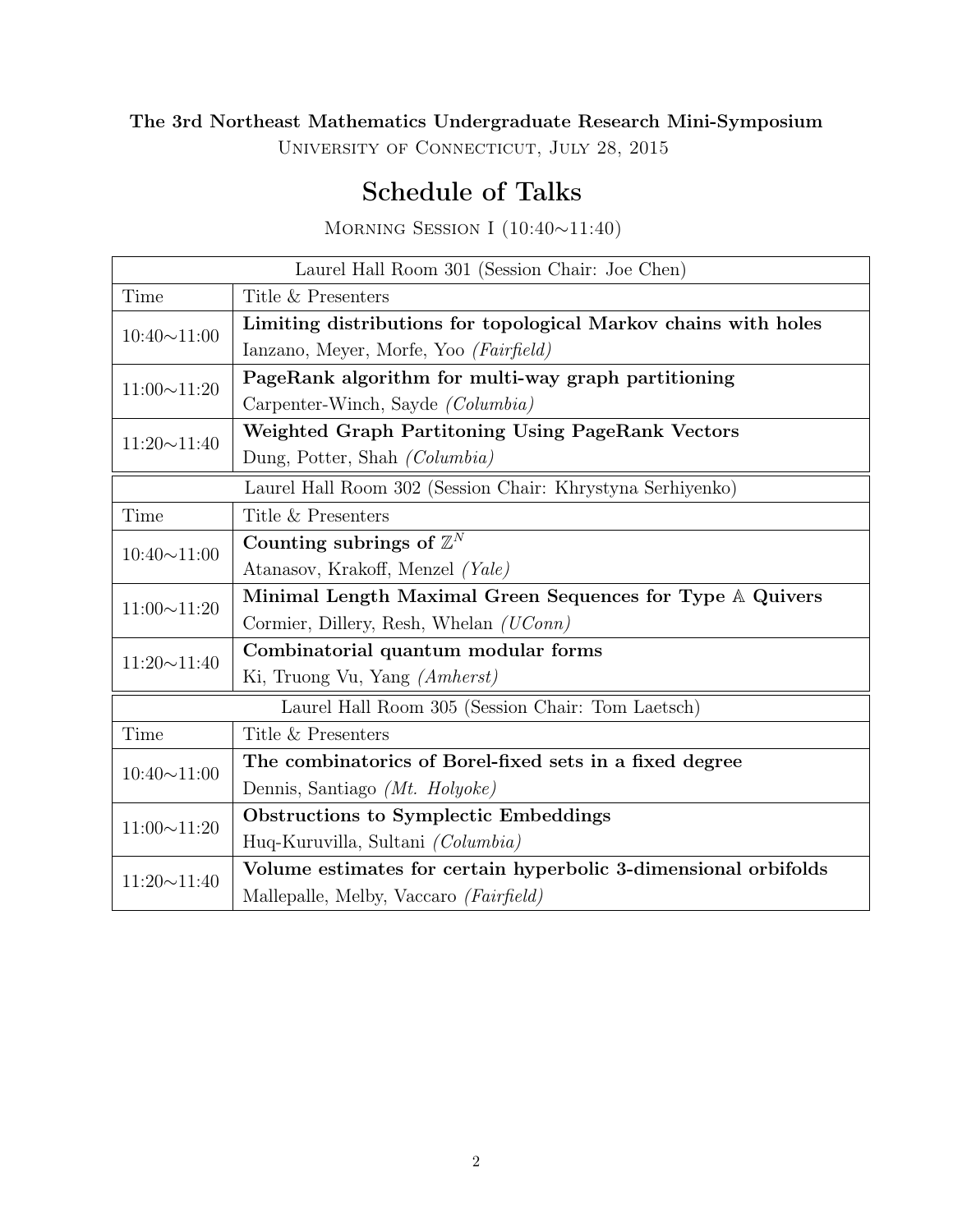**The 3rd Northeast Mathematics Undergraduate Research Mini-Symposium**

University of Connecticut, July 28, 2015

# Schedule of Talks

Morning Session I (10:40∼11:40)

| Laurel Hall Room 301 (Session Chair: Joe Chen) | |
|---|---|
| Time | Title & Presenters |
| 10:40∼11:00 | **Limiting distributions for topological Markov chains with holes**<br>Ianzano, Meyer, Morfe, Yoo *(Fairfield)* |
| 11:00∼11:20 | **PageRank algorithm for multi-way graph partitioning**<br>Carpenter-Winch, Sayde *(Columbia)* |
| 11:20∼11:40 | **Weighted Graph Partitoning Using PageRank Vectors**<br>Dung, Potter, Shah *(Columbia)* |

| Laurel Hall Room 302 (Session Chair: Khrystyna Serhiyenko) | |
|---|---|
| Time | Title & Presenters |
| 10:40∼11:00 | **Counting subrings of $\mathbb{Z}^N$**<br>Atanasov, Krakoff, Menzel *(Yale)* |
| 11:00∼11:20 | **Minimal Length Maximal Green Sequences for Type $\mathbb{A}$ Quivers**<br>Cormier, Dillery, Resh, Whelan *(UConn)* |
| 11:20∼11:40 | **Combinatorial quantum modular forms**<br>Ki, Truong Vu, Yang *(Amherst)* |

| Laurel Hall Room 305 (Session Chair: Tom Laetsch) | |
|---|---|
| Time | Title & Presenters |
| 10:40∼11:00 | **The combinatorics of Borel-fixed sets in a fixed degree**<br>Dennis, Santiago *(Mt. Holyoke)* |
| 11:00∼11:20 | **Obstructions to Symplectic Embeddings**<br>Huq-Kuruvilla, Sultani *(Columbia)* |
| 11:20∼11:40 | **Volume estimates for certain hyperbolic 3-dimensional orbifolds**<br>Mallepalle, Melby, Vaccaro *(Fairfield)* |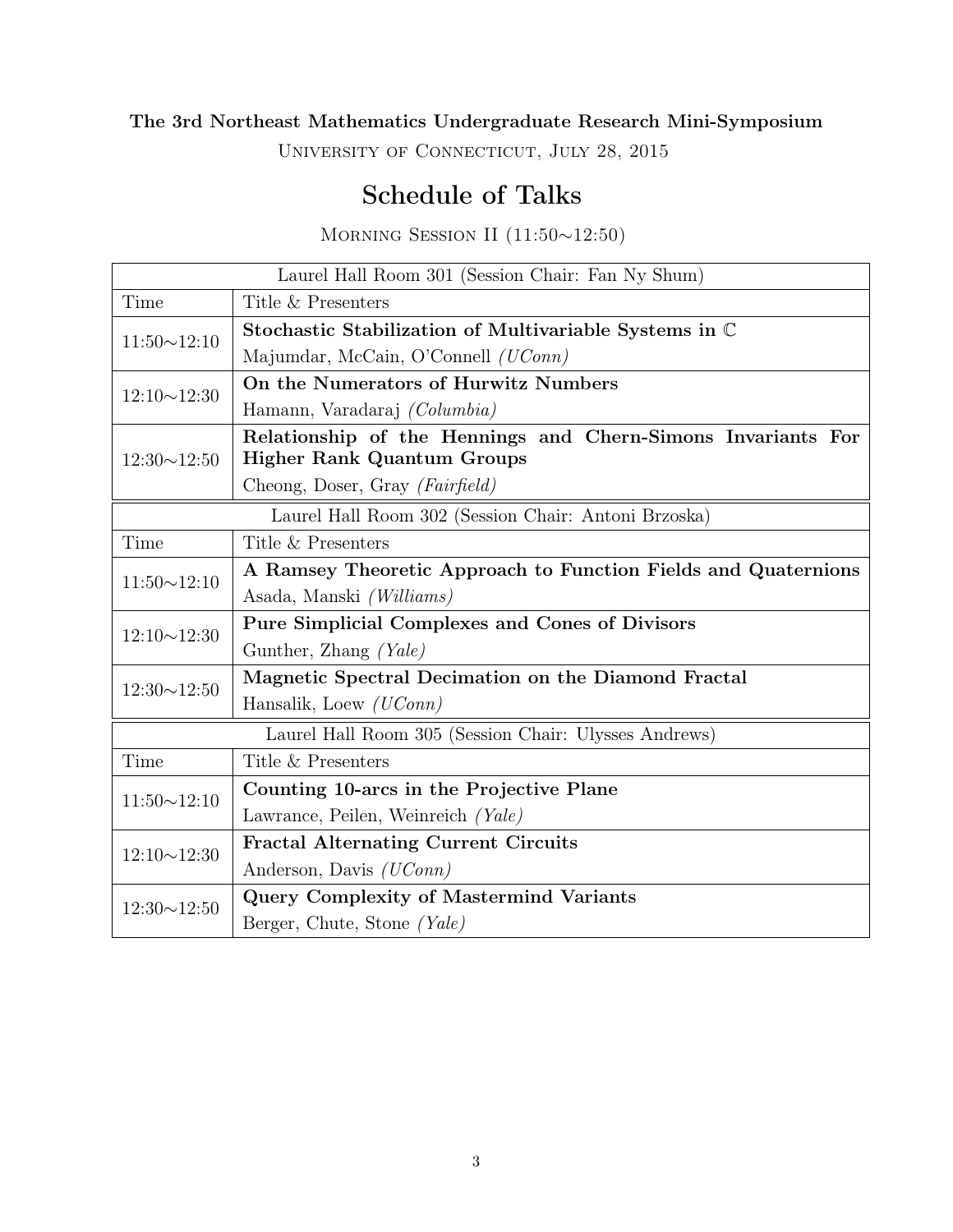**The 3rd Northeast Mathematics Undergraduate Research Mini-Symposium**

University of Connecticut, July 28, 2015

# Schedule of Talks

Morning Session II (11:50∼12:50)

| Laurel Hall Room 301 (Session Chair: Fan Ny Shum) | |
|---|---|
| Time | Title & Presenters |
| 11:50∼12:10 | **Stochastic Stabilization of Multivariable Systems in $\mathbb{C}$**<br>Majumdar, McCain, O'Connell *(UConn)* |
| 12:10∼12:30 | **On the Numerators of Hurwitz Numbers**<br>Hamann, Varadaraj *(Columbia)* |
| 12:30∼12:50 | **Relationship of the Hennings and Chern-Simons Invariants For Higher Rank Quantum Groups**<br>Cheong, Doser, Gray *(Fairfield)* |

| Laurel Hall Room 302 (Session Chair: Antoni Brzoska) | |
|---|---|
| Time | Title & Presenters |
| 11:50∼12:10 | **A Ramsey Theoretic Approach to Function Fields and Quaternions**<br>Asada, Manski *(Williams)* |
| 12:10∼12:30 | **Pure Simplicial Complexes and Cones of Divisors**<br>Gunther, Zhang *(Yale)* |
| 12:30∼12:50 | **Magnetic Spectral Decimation on the Diamond Fractal**<br>Hansalik, Loew *(UConn)* |

| Laurel Hall Room 305 (Session Chair: Ulysses Andrews) | |
|---|---|
| Time | Title & Presenters |
| 11:50∼12:10 | **Counting 10-arcs in the Projective Plane**<br>Lawrance, Peilen, Weinreich *(Yale)* |
| 12:10∼12:30 | **Fractal Alternating Current Circuits**<br>Anderson, Davis *(UConn)* |
| 12:30∼12:50 | **Query Complexity of Mastermind Variants**<br>Berger, Chute, Stone *(Yale)* |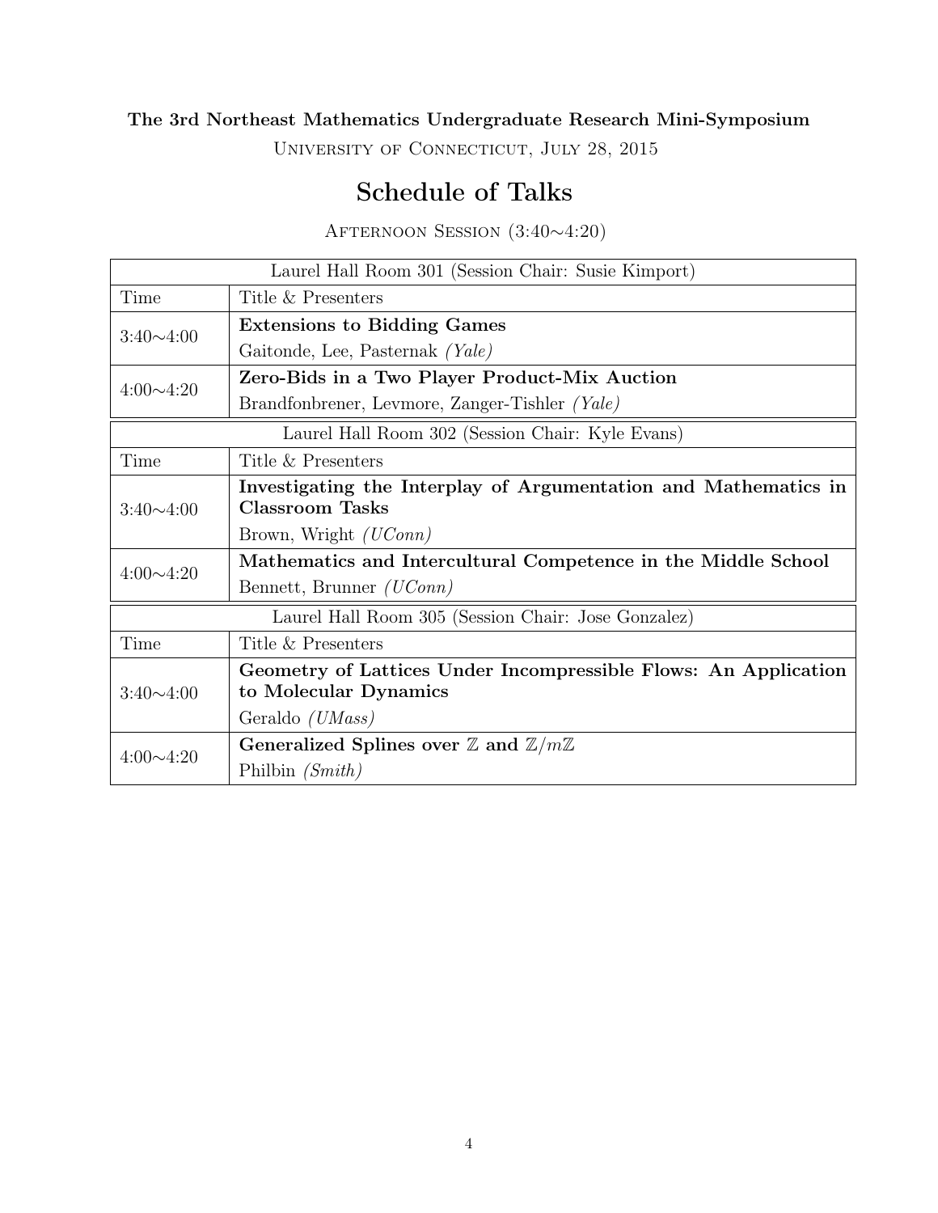**The 3rd Northeast Mathematics Undergraduate Research Mini-Symposium**

University of Connecticut, July 28, 2015

# Schedule of Talks

Afternoon Session (3:40∼4:20)

| Laurel Hall Room 301 (Session Chair: Susie Kimport) | |
|---|---|
| Time | Title & Presenters |
| 3:40∼4:00 | **Extensions to Bidding Games**<br>Gaitonde, Lee, Pasternak *(Yale)* |
| 4:00∼4:20 | **Zero-Bids in a Two Player Product-Mix Auction**<br>Brandfonbrener, Levmore, Zanger-Tishler *(Yale)* |

| Laurel Hall Room 302 (Session Chair: Kyle Evans) | |
|---|---|
| Time | Title & Presenters |
| 3:40∼4:00 | **Investigating the Interplay of Argumentation and Mathematics in Classroom Tasks**<br>Brown, Wright *(UConn)* |
| 4:00∼4:20 | **Mathematics and Intercultural Competence in the Middle School**<br>Bennett, Brunner *(UConn)* |

| Laurel Hall Room 305 (Session Chair: Jose Gonzalez) | |
|---|---|
| Time | Title & Presenters |
| 3:40∼4:00 | **Geometry of Lattices Under Incompressible Flows: An Application to Molecular Dynamics**<br>Geraldo *(UMass)* |
| 4:00∼4:20 | **Generalized Splines over $\mathbb{Z}$ and $\mathbb{Z}/m\mathbb{Z}$**<br>Philbin *(Smith)* |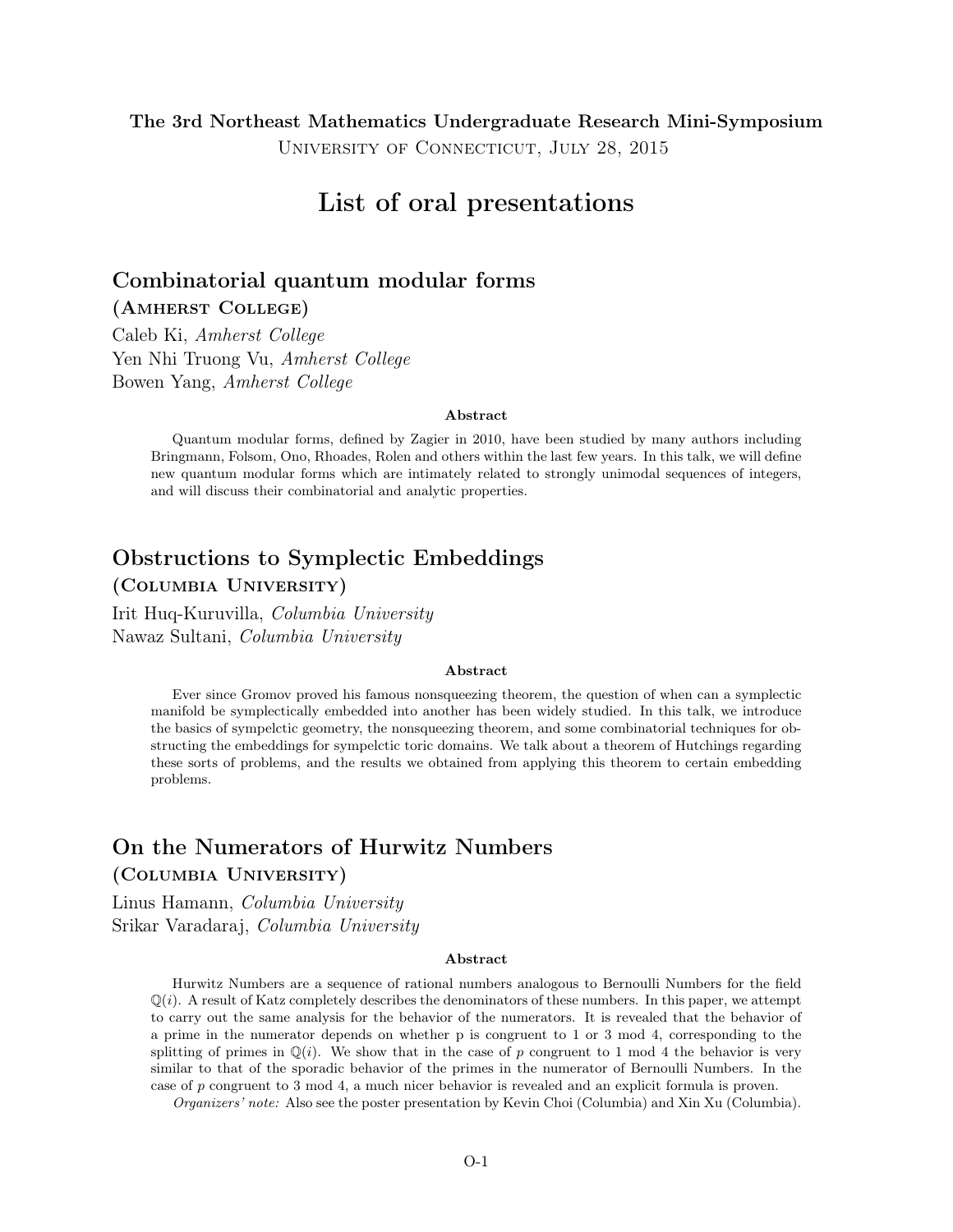**The 3rd Northeast Mathematics Undergraduate Research Mini-Symposium**

University of Connecticut, July 28, 2015

# List of oral presentations

## Combinatorial quantum modular forms

**(Amherst College)**

Caleb Ki, *Amherst College*
Yen Nhi Truong Vu, *Amherst College*
Bowen Yang, *Amherst College*

**Abstract**

Quantum modular forms, defined by Zagier in 2010, have been studied by many authors including Bringmann, Folsom, Ono, Rhoades, Rolen and others within the last few years. In this talk, we will define new quantum modular forms which are intimately related to strongly unimodal sequences of integers, and will discuss their combinatorial and analytic properties.

## Obstructions to Symplectic Embeddings

**(Columbia University)**

Irit Huq-Kuruvilla, *Columbia University*
Nawaz Sultani, *Columbia University*

**Abstract**

Ever since Gromov proved his famous nonsqueezing theorem, the question of when can a symplectic manifold be symplectically embedded into another has been widely studied. In this talk, we introduce the basics of sympelctic geometry, the nonsqueezing theorem, and some combinatorial techniques for obstructing the embeddings for sympelctic toric domains. We talk about a theorem of Hutchings regarding these sorts of problems, and the results we obtained from applying this theorem to certain embedding problems.

## On the Numerators of Hurwitz Numbers

**(Columbia University)**

Linus Hamann, *Columbia University*
Srikar Varadaraj, *Columbia University*

**Abstract**

Hurwitz Numbers are a sequence of rational numbers analogous to Bernoulli Numbers for the field $\mathbb{Q}(i)$. A result of Katz completely describes the denominators of these numbers. In this paper, we attempt to carry out the same analysis for the behavior of the numerators. It is revealed that the behavior of a prime in the numerator depends on whether p is congruent to 1 or 3 mod 4, corresponding to the splitting of primes in $\mathbb{Q}(i)$. We show that in the case of $p$ congruent to 1 mod 4 the behavior is very similar to that of the sporadic behavior of the primes in the numerator of Bernoulli Numbers. In the case of $p$ congruent to 3 mod 4, a much nicer behavior is revealed and an explicit formula is proven.

*Organizers' note:* Also see the poster presentation by Kevin Choi (Columbia) and Xin Xu (Columbia).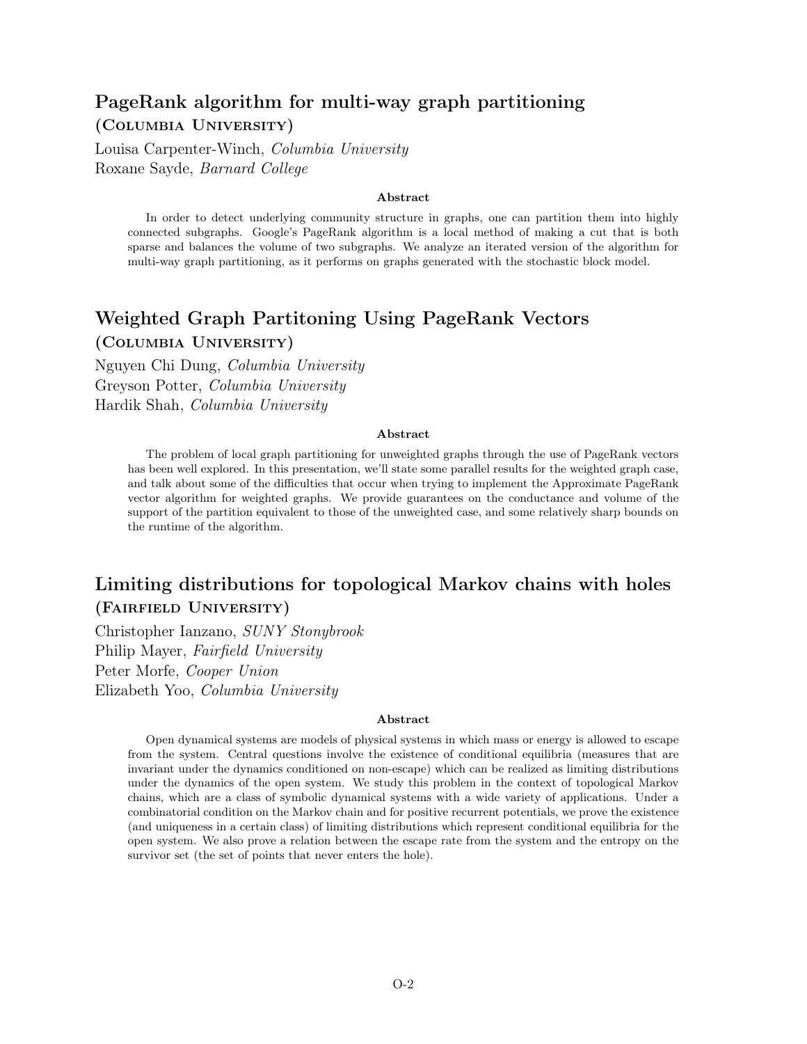## PageRank algorithm for multi-way graph partitioning

### (Columbia University)

Louisa Carpenter-Winch, *Columbia University*
Roxane Sayde, *Barnard College*

**Abstract**

In order to detect underlying community structure in graphs, one can partition them into highly connected subgraphs. Google's PageRank algorithm is a local method of making a cut that is both sparse and balances the volume of two subgraphs. We analyze an iterated version of the algorithm for multi-way graph partitioning, as it performs on graphs generated with the stochastic block model.

## Weighted Graph Partitoning Using PageRank Vectors

### (Columbia University)

Nguyen Chi Dung, *Columbia University*
Greyson Potter, *Columbia University*
Hardik Shah, *Columbia University*

**Abstract**

The problem of local graph partitioning for unweighted graphs through the use of PageRank vectors has been well explored. In this presentation, we'll state some parallel results for the weighted graph case, and talk about some of the difficulties that occur when trying to implement the Approximate PageRank vector algorithm for weighted graphs. We provide guarantees on the conductance and volume of the support of the partition equivalent to those of the unweighted case, and some relatively sharp bounds on the runtime of the algorithm.

## Limiting distributions for topological Markov chains with holes

### (Fairfield University)

Christopher Ianzano, *SUNY Stonybrook*
Philip Mayer, *Fairfield University*
Peter Morfe, *Cooper Union*
Elizabeth Yoo, *Columbia University*

**Abstract**

Open dynamical systems are models of physical systems in which mass or energy is allowed to escape from the system. Central questions involve the existence of conditional equilibria (measures that are invariant under the dynamics conditioned on non-escape) which can be realized as limiting distributions under the dynamics of the open system. We study this problem in the context of topological Markov chains, which are a class of symbolic dynamical systems with a wide variety of applications. Under a combinatorial condition on the Markov chain and for positive recurrent potentials, we prove the existence (and uniqueness in a certain class) of limiting distributions which represent conditional equilibria for the open system. We also prove a relation between the escape rate from the system and the entropy on the survivor set (the set of points that never enters the hole).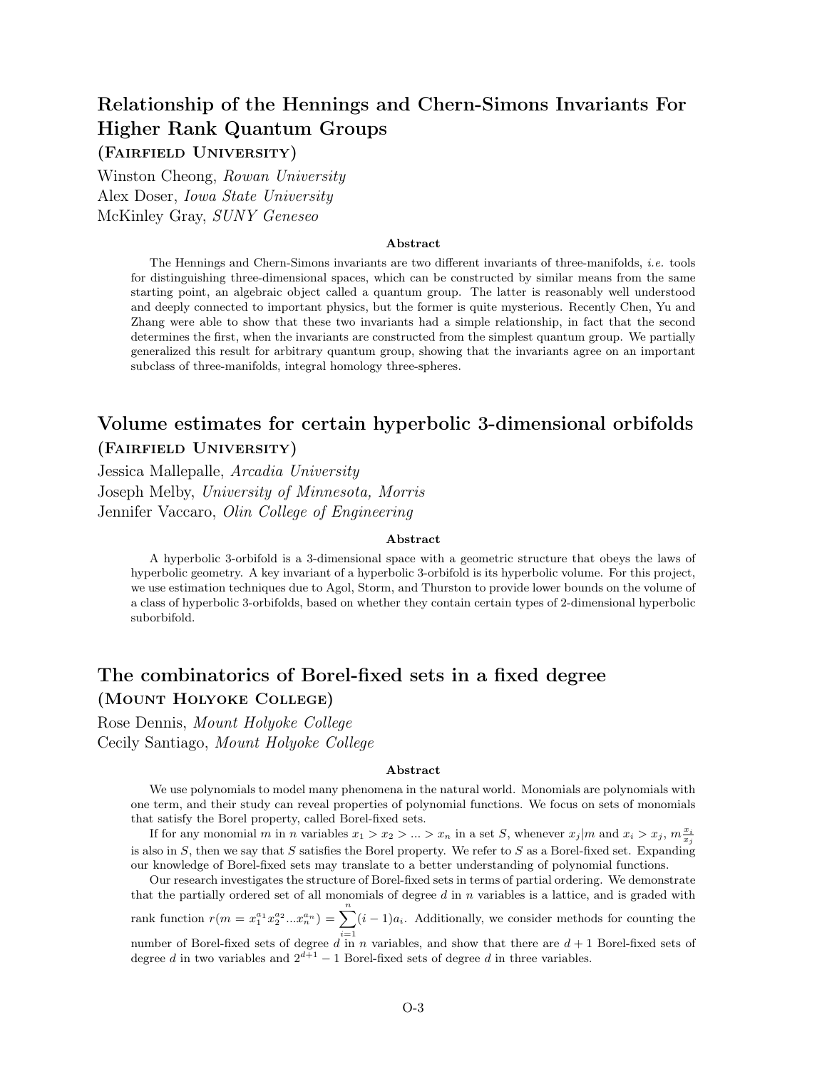## Relationship of the Hennings and Chern-Simons Invariants For Higher Rank Quantum Groups

**(Fairfield University)**

Winston Cheong, *Rowan University*
Alex Doser, *Iowa State University*
McKinley Gray, *SUNY Geneseo*

**Abstract**

The Hennings and Chern-Simons invariants are two different invariants of three-manifolds, *i.e.* tools for distinguishing three-dimensional spaces, which can be constructed by similar means from the same starting point, an algebraic object called a quantum group. The latter is reasonably well understood and deeply connected to important physics, but the former is quite mysterious. Recently Chen, Yu and Zhang were able to show that these two invariants had a simple relationship, in fact that the second determines the first, when the invariants are constructed from the simplest quantum group. We partially generalized this result for arbitrary quantum group, showing that the invariants agree on an important subclass of three-manifolds, integral homology three-spheres.

## Volume estimates for certain hyperbolic 3-dimensional orbifolds

**(Fairfield University)**

Jessica Mallepalle, *Arcadia University*
Joseph Melby, *University of Minnesota, Morris*
Jennifer Vaccaro, *Olin College of Engineering*

**Abstract**

A hyperbolic 3-orbifold is a 3-dimensional space with a geometric structure that obeys the laws of hyperbolic geometry. A key invariant of a hyperbolic 3-orbifold is its hyperbolic volume. For this project, we use estimation techniques due to Agol, Storm, and Thurston to provide lower bounds on the volume of a class of hyperbolic 3-orbifolds, based on whether they contain certain types of 2-dimensional hyperbolic suborbifold.

## The combinatorics of Borel-fixed sets in a fixed degree

**(Mount Holyoke College)**

Rose Dennis, *Mount Holyoke College*
Cecily Santiago, *Mount Holyoke College*

**Abstract**

We use polynomials to model many phenomena in the natural world. Monomials are polynomials with one term, and their study can reveal properties of polynomial functions. We focus on sets of monomials that satisfy the Borel property, called Borel-fixed sets.

If for any monomial $m$ in $n$ variables $x_1 > x_2 > ... > x_n$ in a set $S$, whenever $x_j | m$ and $x_i > x_j$, $m\frac{x_i}{x_j}$ is also in $S$, then we say that $S$ satisfies the Borel property. We refer to $S$ as a Borel-fixed set. Expanding our knowledge of Borel-fixed sets may translate to a better understanding of polynomial functions.

Our research investigates the structure of Borel-fixed sets in terms of partial ordering. We demonstrate that the partially ordered set of all monomials of degree $d$ in $n$ variables is a lattice, and is graded with rank function $r(m = x_1^{a_1} x_2^{a_2} ... x_n^{a_n}) = \sum_{i=1}^{n} (i-1)a_i$. Additionally, we consider methods for counting the number of Borel-fixed sets of degree $d$ in $n$ variables, and show that there are $d+1$ Borel-fixed sets of degree $d$ in two variables and $2^{d+1} - 1$ Borel-fixed sets of degree $d$ in three variables.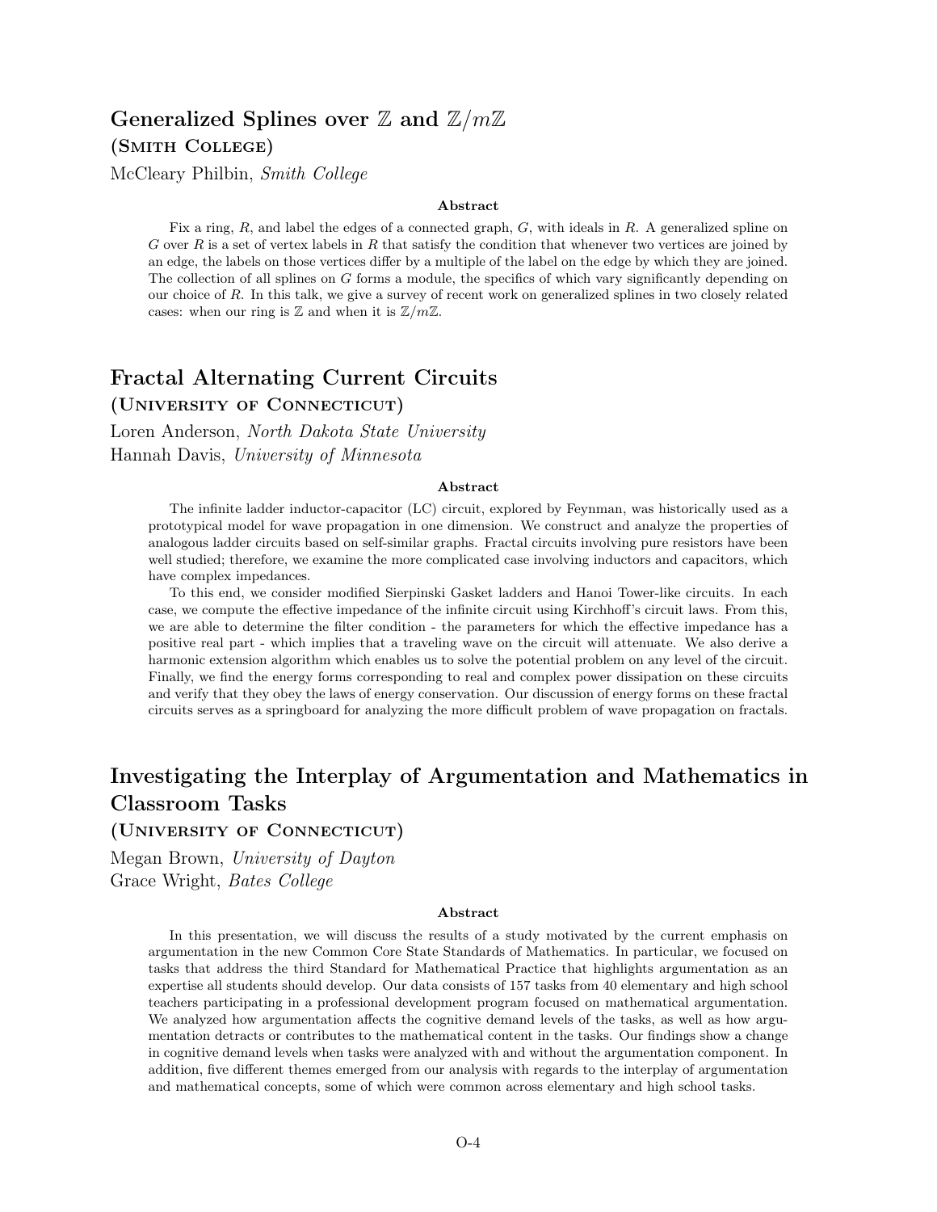## Generalized Splines over $\mathbb{Z}$ and $\mathbb{Z}/m\mathbb{Z}$

**(Smith College)**

McCleary Philbin, *Smith College*

**Abstract**

Fix a ring, $R$, and label the edges of a connected graph, $G$, with ideals in $R$. A generalized spline on $G$ over $R$ is a set of vertex labels in $R$ that satisfy the condition that whenever two vertices are joined by an edge, the labels on those vertices differ by a multiple of the label on the edge by which they are joined. The collection of all splines on $G$ forms a module, the specifics of which vary significantly depending on our choice of $R$. In this talk, we give a survey of recent work on generalized splines in two closely related cases: when our ring is $\mathbb{Z}$ and when it is $\mathbb{Z}/m\mathbb{Z}$.

## Fractal Alternating Current Circuits

**(University of Connecticut)**

Loren Anderson, *North Dakota State University*
Hannah Davis, *University of Minnesota*

**Abstract**

The infinite ladder inductor-capacitor (LC) circuit, explored by Feynman, was historically used as a prototypical model for wave propagation in one dimension. We construct and analyze the properties of analogous ladder circuits based on self-similar graphs. Fractal circuits involving pure resistors have been well studied; therefore, we examine the more complicated case involving inductors and capacitors, which have complex impedances.

To this end, we consider modified Sierpinski Gasket ladders and Hanoi Tower-like circuits. In each case, we compute the effective impedance of the infinite circuit using Kirchhoff's circuit laws. From this, we are able to determine the filter condition - the parameters for which the effective impedance has a positive real part - which implies that a traveling wave on the circuit will attenuate. We also derive a harmonic extension algorithm which enables us to solve the potential problem on any level of the circuit. Finally, we find the energy forms corresponding to real and complex power dissipation on these circuits and verify that they obey the laws of energy conservation. Our discussion of energy forms on these fractal circuits serves as a springboard for analyzing the more difficult problem of wave propagation on fractals.

## Investigating the Interplay of Argumentation and Mathematics in Classroom Tasks

**(University of Connecticut)**

Megan Brown, *University of Dayton*
Grace Wright, *Bates College*

**Abstract**

In this presentation, we will discuss the results of a study motivated by the current emphasis on argumentation in the new Common Core State Standards of Mathematics. In particular, we focused on tasks that address the third Standard for Mathematical Practice that highlights argumentation as an expertise all students should develop. Our data consists of 157 tasks from 40 elementary and high school teachers participating in a professional development program focused on mathematical argumentation. We analyzed how argumentation affects the cognitive demand levels of the tasks, as well as how argumentation detracts or contributes to the mathematical content in the tasks. Our findings show a change in cognitive demand levels when tasks were analyzed with and without the argumentation component. In addition, five different themes emerged from our analysis with regards to the interplay of argumentation and mathematical concepts, some of which were common across elementary and high school tasks.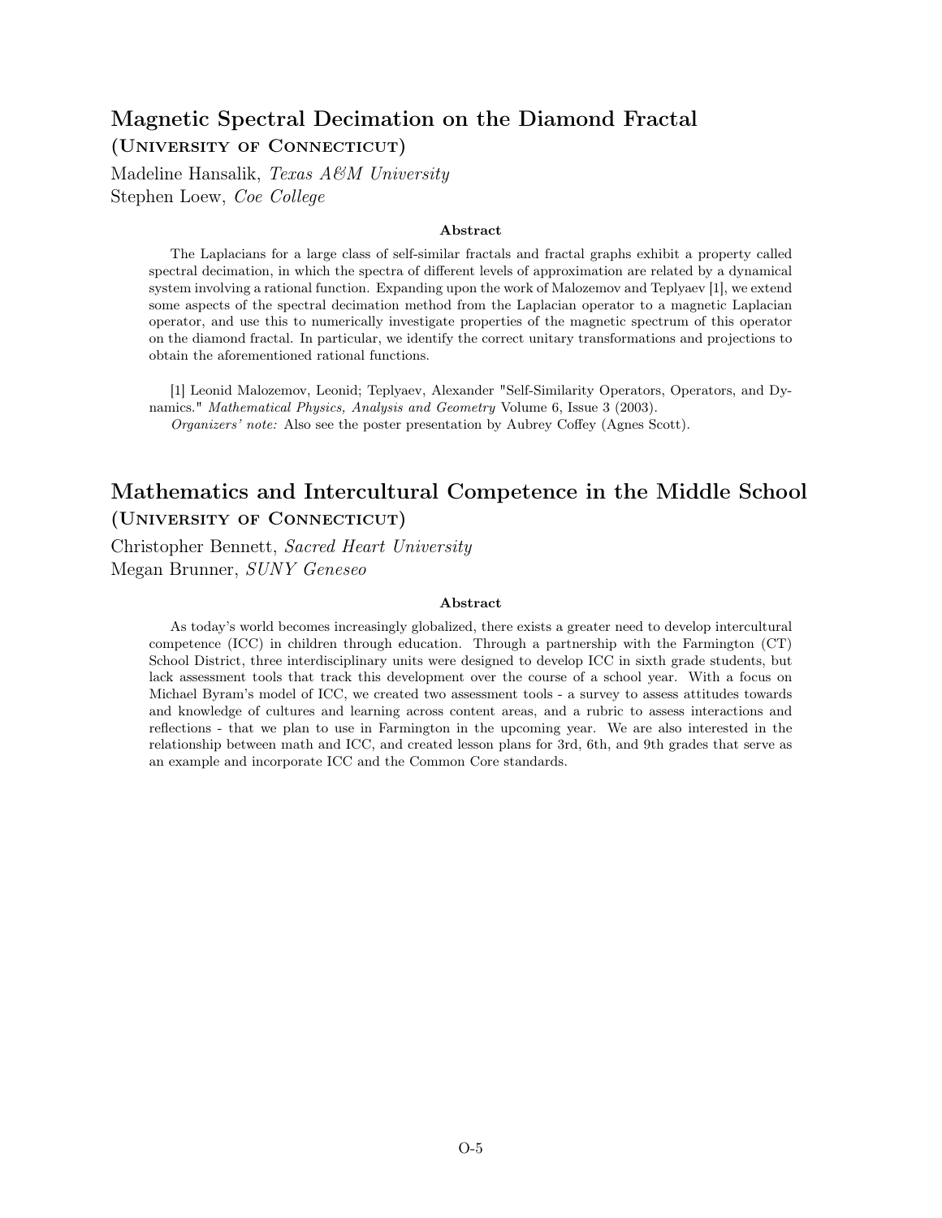## Magnetic Spectral Decimation on the Diamond Fractal
### (University of Connecticut)

Madeline Hansalik, *Texas A&M University*
Stephen Loew, *Coe College*

**Abstract**

The Laplacians for a large class of self-similar fractals and fractal graphs exhibit a property called spectral decimation, in which the spectra of different levels of approximation are related by a dynamical system involving a rational function. Expanding upon the work of Malozemov and Teplyaev [1], we extend some aspects of the spectral decimation method from the Laplacian operator to a magnetic Laplacian operator, and use this to numerically investigate properties of the magnetic spectrum of this operator on the diamond fractal. In particular, we identify the correct unitary transformations and projections to obtain the aforementioned rational functions.

[1] Leonid Malozemov, Leonid; Teplyaev, Alexander "Self-Similarity Operators, Operators, and Dynamics." *Mathematical Physics, Analysis and Geometry* Volume 6, Issue 3 (2003).

*Organizers' note:* Also see the poster presentation by Aubrey Coffey (Agnes Scott).

## Mathematics and Intercultural Competence in the Middle School
### (University of Connecticut)

Christopher Bennett, *Sacred Heart University*
Megan Brunner, *SUNY Geneseo*

**Abstract**

As today's world becomes increasingly globalized, there exists a greater need to develop intercultural competence (ICC) in children through education. Through a partnership with the Farmington (CT) School District, three interdisciplinary units were designed to develop ICC in sixth grade students, but lack assessment tools that track this development over the course of a school year. With a focus on Michael Byram's model of ICC, we created two assessment tools - a survey to assess attitudes towards and knowledge of cultures and learning across content areas, and a rubric to assess interactions and reflections - that we plan to use in Farmington in the upcoming year. We are also interested in the relationship between math and ICC, and created lesson plans for 3rd, 6th, and 9th grades that serve as an example and incorporate ICC and the Common Core standards.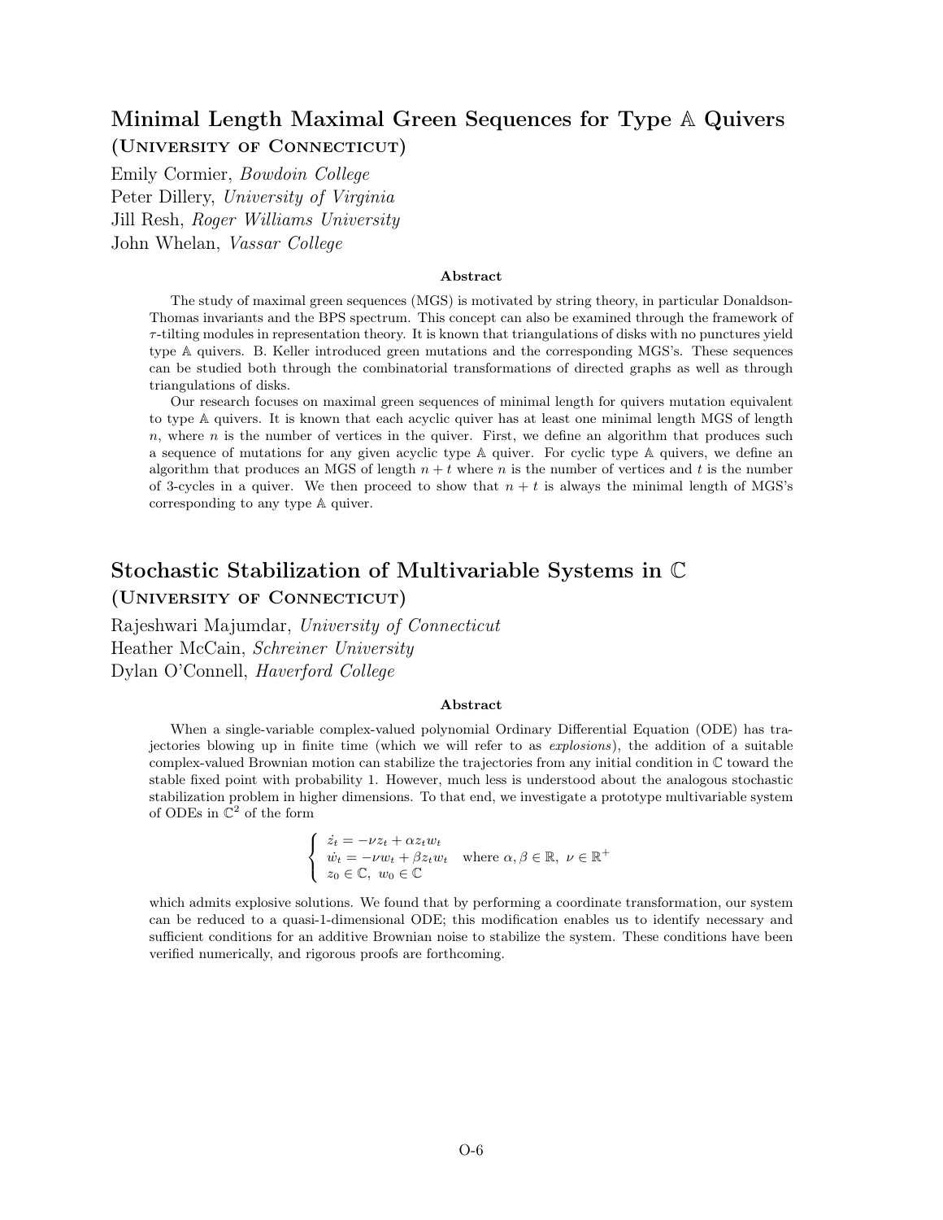## Minimal Length Maximal Green Sequences for Type $\mathbb{A}$ Quivers

### (University of Connecticut)

Emily Cormier, *Bowdoin College*
Peter Dillery, *University of Virginia*
Jill Resh, *Roger Williams University*
John Whelan, *Vassar College*

**Abstract**

The study of maximal green sequences (MGS) is motivated by string theory, in particular Donaldson-Thomas invariants and the BPS spectrum. This concept can also be examined through the framework of $\tau$-tilting modules in representation theory. It is known that triangulations of disks with no punctures yield type $\mathbb{A}$ quivers. B. Keller introduced green mutations and the corresponding MGS's. These sequences can be studied both through the combinatorial transformations of directed graphs as well as through triangulations of disks.

Our research focuses on maximal green sequences of minimal length for quivers mutation equivalent to type $\mathbb{A}$ quivers. It is known that each acyclic quiver has at least one minimal length MGS of length $n$, where $n$ is the number of vertices in the quiver. First, we define an algorithm that produces such a sequence of mutations for any given acyclic type $\mathbb{A}$ quiver. For cyclic type $\mathbb{A}$ quivers, we define an algorithm that produces an MGS of length $n + t$ where $n$ is the number of vertices and $t$ is the number of 3-cycles in a quiver. We then proceed to show that $n + t$ is always the minimal length of MGS's corresponding to any type $\mathbb{A}$ quiver.

## Stochastic Stabilization of Multivariable Systems in $\mathbb{C}$

### (University of Connecticut)

Rajeshwari Majumdar, *University of Connecticut*
Heather McCain, *Schreiner University*
Dylan O'Connell, *Haverford College*

**Abstract**

When a single-variable complex-valued polynomial Ordinary Differential Equation (ODE) has trajectories blowing up in finite time (which we will refer to as *explosions*), the addition of a suitable complex-valued Brownian motion can stabilize the trajectories from any initial condition in $\mathbb{C}$ toward the stable fixed point with probability 1. However, much less is understood about the analogous stochastic stabilization problem in higher dimensions. To that end, we investigate a prototype multivariable system of ODEs in $\mathbb{C}^2$ of the form

$$\begin{cases} \dot{z_t} = -\nu z_t + \alpha z_t w_t \\ \dot{w_t} = -\nu w_t + \beta z_t w_t \quad \text{where } \alpha, \beta \in \mathbb{R},\ \nu \in \mathbb{R}^+ \\ z_0 \in \mathbb{C},\ w_0 \in \mathbb{C} \end{cases}$$

which admits explosive solutions. We found that by performing a coordinate transformation, our system can be reduced to a quasi-1-dimensional ODE; this modification enables us to identify necessary and sufficient conditions for an additive Brownian noise to stabilize the system. These conditions have been verified numerically, and rigorous proofs are forthcoming.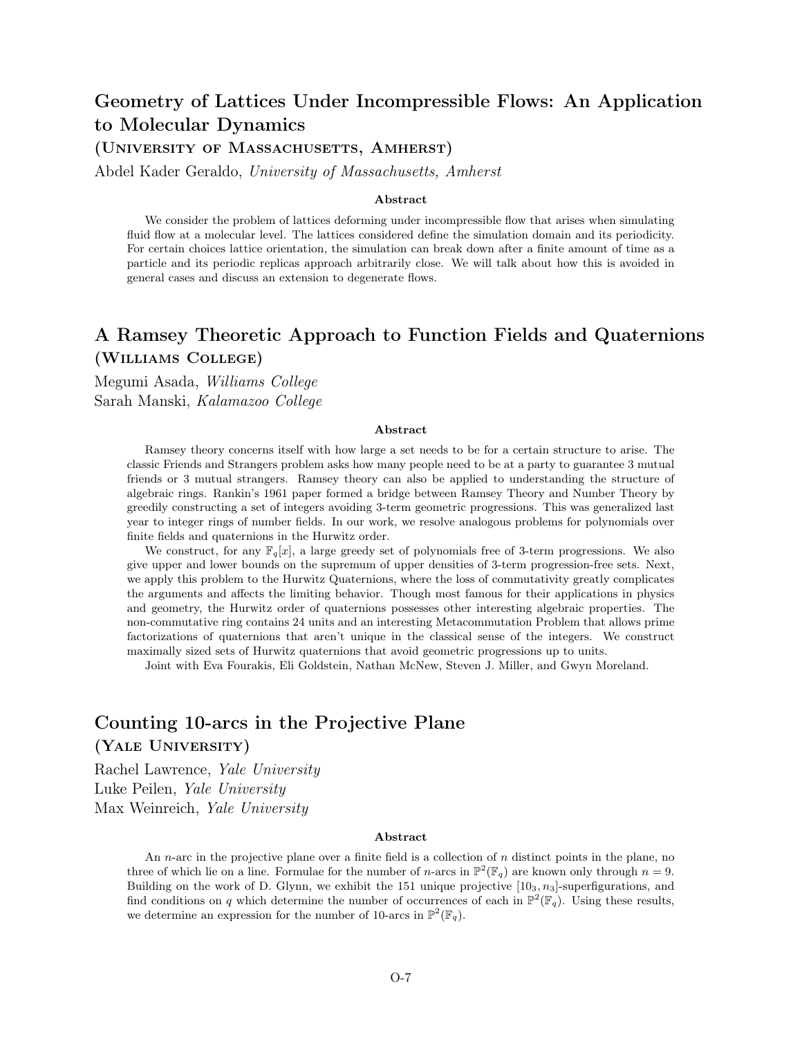## Geometry of Lattices Under Incompressible Flows: An Application to Molecular Dynamics

**(University of Massachusetts, Amherst)**

Abdel Kader Geraldo, *University of Massachusetts, Amherst*

**Abstract**

We consider the problem of lattices deforming under incompressible flow that arises when simulating fluid flow at a molecular level. The lattices considered define the simulation domain and its periodicity. For certain choices lattice orientation, the simulation can break down after a finite amount of time as a particle and its periodic replicas approach arbitrarily close. We will talk about how this is avoided in general cases and discuss an extension to degenerate flows.

## A Ramsey Theoretic Approach to Function Fields and Quaternions

**(Williams College)**

Megumi Asada, *Williams College*
Sarah Manski, *Kalamazoo College*

**Abstract**

Ramsey theory concerns itself with how large a set needs to be for a certain structure to arise. The classic Friends and Strangers problem asks how many people need to be at a party to guarantee 3 mutual friends or 3 mutual strangers. Ramsey theory can also be applied to understanding the structure of algebraic rings. Rankin's 1961 paper formed a bridge between Ramsey Theory and Number Theory by greedily constructing a set of integers avoiding 3-term geometric progressions. This was generalized last year to integer rings of number fields. In our work, we resolve analogous problems for polynomials over finite fields and quaternions in the Hurwitz order.

We construct, for any $\mathbb{F}_q[x]$, a large greedy set of polynomials free of 3-term progressions. We also give upper and lower bounds on the supremum of upper densities of 3-term progression-free sets. Next, we apply this problem to the Hurwitz Quaternions, where the loss of commutativity greatly complicates the arguments and affects the limiting behavior. Though most famous for their applications in physics and geometry, the Hurwitz order of quaternions possesses other interesting algebraic properties. The non-commutative ring contains 24 units and an interesting Metacommutation Problem that allows prime factorizations of quaternions that aren't unique in the classical sense of the integers. We construct maximally sized sets of Hurwitz quaternions that avoid geometric progressions up to units.

Joint with Eva Fourakis, Eli Goldstein, Nathan McNew, Steven J. Miller, and Gwyn Moreland.

## Counting 10-arcs in the Projective Plane

**(Yale University)**

Rachel Lawrence, *Yale University*
Luke Peilen, *Yale University*
Max Weinreich, *Yale University*

**Abstract**

An $n$-arc in the projective plane over a finite field is a collection of $n$ distinct points in the plane, no three of which lie on a line. Formulae for the number of $n$-arcs in $\mathbb{P}^2(\mathbb{F}_q)$ are known only through $n = 9$. Building on the work of D. Glynn, we exhibit the 151 unique projective $[10_3, n_3]$-superfigurations, and find conditions on $q$ which determine the number of occurrences of each in $\mathbb{P}^2(\mathbb{F}_q)$. Using these results, we determine an expression for the number of 10-arcs in $\mathbb{P}^2(\mathbb{F}_q)$.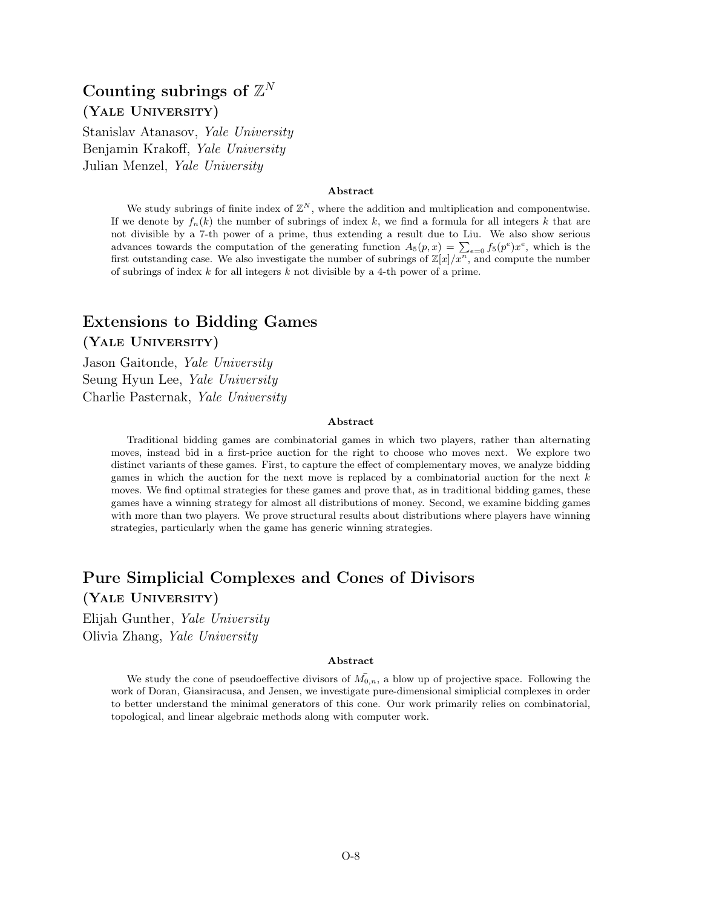## Counting subrings of $\mathbb{Z}^N$

**(Yale University)**

Stanislav Atanasov, *Yale University*
Benjamin Krakoff, *Yale University*
Julian Menzel, *Yale University*

**Abstract**

We study subrings of finite index of $\mathbb{Z}^N$, where the addition and multiplication and componentwise. If we denote by $f_n(k)$ the number of subrings of index $k$, we find a formula for all integers $k$ that are not divisible by a 7-th power of a prime, thus extending a result due to Liu. We also show serious advances towards the computation of the generating function $A_5(p, x) = \sum_{e=0} f_5(p^e)x^e$, which is the first outstanding case. We also investigate the number of subrings of $\mathbb{Z}[x]/x^n$, and compute the number of subrings of index $k$ for all integers $k$ not divisible by a 4-th power of a prime.

## Extensions to Bidding Games

**(Yale University)**

Jason Gaitonde, *Yale University*
Seung Hyun Lee, *Yale University*
Charlie Pasternak, *Yale University*

**Abstract**

Traditional bidding games are combinatorial games in which two players, rather than alternating moves, instead bid in a first-price auction for the right to choose who moves next. We explore two distinct variants of these games. First, to capture the effect of complementary moves, we analyze bidding games in which the auction for the next move is replaced by a combinatorial auction for the next $k$ moves. We find optimal strategies for these games and prove that, as in traditional bidding games, these games have a winning strategy for almost all distributions of money. Second, we examine bidding games with more than two players. We prove structural results about distributions where players have winning strategies, particularly when the game has generic winning strategies.

## Pure Simplicial Complexes and Cones of Divisors

**(Yale University)**

Elijah Gunther, *Yale University*
Olivia Zhang, *Yale University*

**Abstract**

We study the cone of pseudoeffective divisors of $\bar{M_{0,n}}$, a blow up of projective space. Following the work of Doran, Giansiracusa, and Jensen, we investigate pure-dimensional simiplicial complexes in order to better understand the minimal generators of this cone. Our work primarily relies on combinatorial, topological, and linear algebraic methods along with computer work.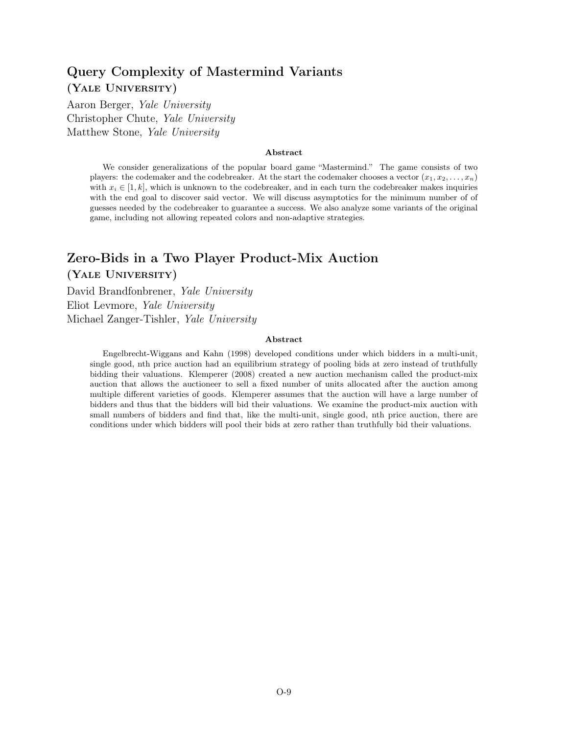## Query Complexity of Mastermind Variants

### (Yale University)

Aaron Berger, *Yale University*
Christopher Chute, *Yale University*
Matthew Stone, *Yale University*

**Abstract**

We consider generalizations of the popular board game "Mastermind." The game consists of two players: the codemaker and the codebreaker. At the start the codemaker chooses a vector $(x_1, x_2, \ldots, x_n)$ with $x_i \in [1, k]$, which is unknown to the codebreaker, and in each turn the codebreaker makes inquiries with the end goal to discover said vector. We will discuss asymptotics for the minimum number of of guesses needed by the codebreaker to guarantee a success. We also analyze some variants of the original game, including not allowing repeated colors and non-adaptive strategies.

## Zero-Bids in a Two Player Product-Mix Auction

### (Yale University)

David Brandfonbrener, *Yale University*
Eliot Levmore, *Yale University*
Michael Zanger-Tishler, *Yale University*

**Abstract**

Engelbrecht-Wiggans and Kahn (1998) developed conditions under which bidders in a multi-unit, single good, nth price auction had an equilibrium strategy of pooling bids at zero instead of truthfully bidding their valuations. Klemperer (2008) created a new auction mechanism called the product-mix auction that allows the auctioneer to sell a fixed number of units allocated after the auction among multiple different varieties of goods. Klemperer assumes that the auction will have a large number of bidders and thus that the bidders will bid their valuations. We examine the product-mix auction with small numbers of bidders and find that, like the multi-unit, single good, nth price auction, there are conditions under which bidders will pool their bids at zero rather than truthfully bid their valuations.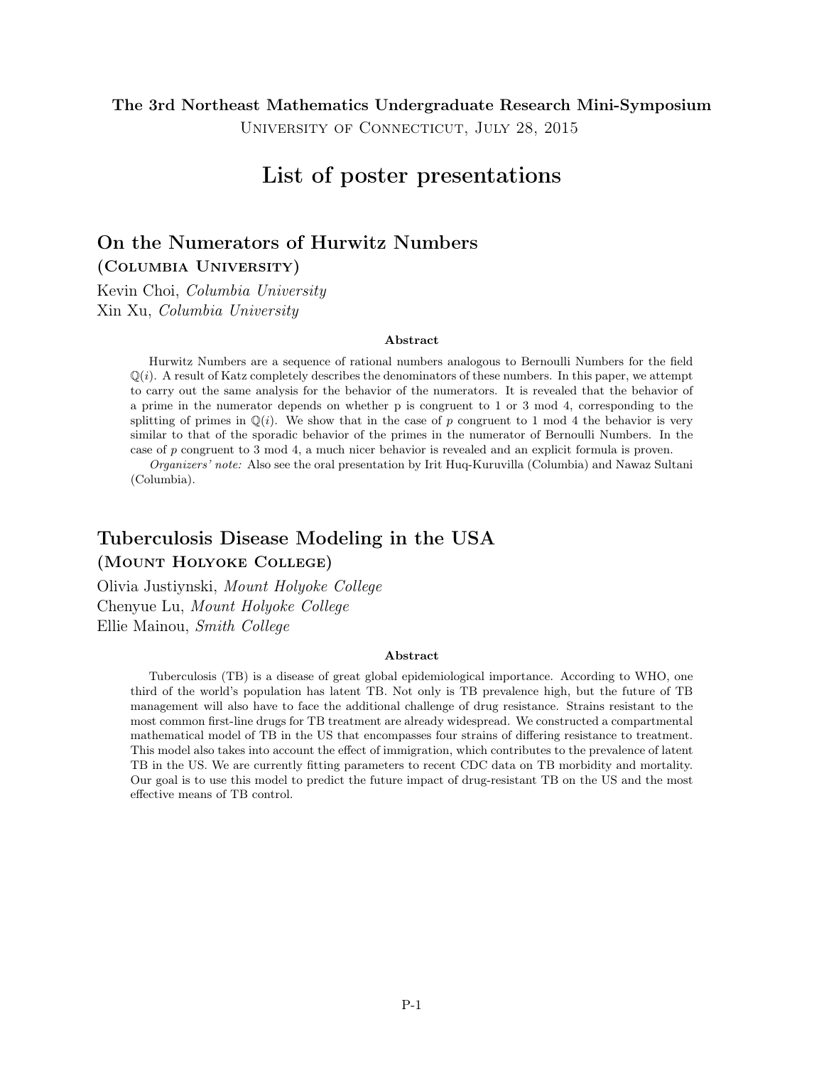**The 3rd Northeast Mathematics Undergraduate Research Mini-Symposium**
University of Connecticut, July 28, 2015

# List of poster presentations

## On the Numerators of Hurwitz Numbers

### (Columbia University)

Kevin Choi, *Columbia University*
Xin Xu, *Columbia University*

**Abstract**

Hurwitz Numbers are a sequence of rational numbers analogous to Bernoulli Numbers for the field $\mathbb{Q}(i)$. A result of Katz completely describes the denominators of these numbers. In this paper, we attempt to carry out the same analysis for the behavior of the numerators. It is revealed that the behavior of a prime in the numerator depends on whether p is congruent to 1 or 3 mod 4, corresponding to the splitting of primes in $\mathbb{Q}(i)$. We show that in the case of $p$ congruent to 1 mod 4 the behavior is very similar to that of the sporadic behavior of the primes in the numerator of Bernoulli Numbers. In the case of $p$ congruent to 3 mod 4, a much nicer behavior is revealed and an explicit formula is proven.

*Organizers' note:* Also see the oral presentation by Irit Huq-Kuruvilla (Columbia) and Nawaz Sultani (Columbia).

## Tuberculosis Disease Modeling in the USA

### (Mount Holyoke College)

Olivia Justiynski, *Mount Holyoke College*
Chenyue Lu, *Mount Holyoke College*
Ellie Mainou, *Smith College*

**Abstract**

Tuberculosis (TB) is a disease of great global epidemiological importance. According to WHO, one third of the world's population has latent TB. Not only is TB prevalence high, but the future of TB management will also have to face the additional challenge of drug resistance. Strains resistant to the most common first-line drugs for TB treatment are already widespread. We constructed a compartmental mathematical model of TB in the US that encompasses four strains of differing resistance to treatment. This model also takes into account the effect of immigration, which contributes to the prevalence of latent TB in the US. We are currently fitting parameters to recent CDC data on TB morbidity and mortality. Our goal is to use this model to predict the future impact of drug-resistant TB on the US and the most effective means of TB control.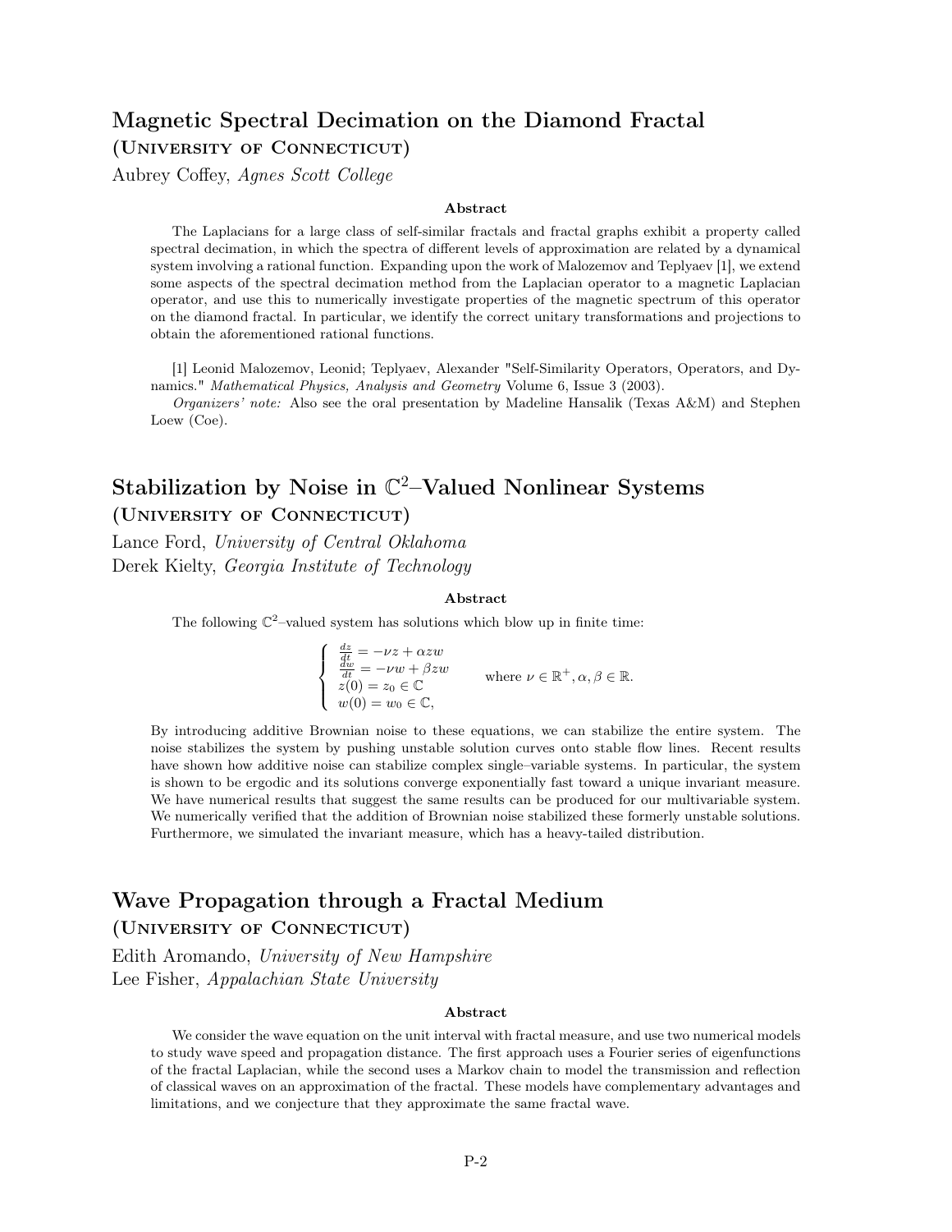## Magnetic Spectral Decimation on the Diamond Fractal

**(University of Connecticut)**

Aubrey Coffey, *Agnes Scott College*

**Abstract**

The Laplacians for a large class of self-similar fractals and fractal graphs exhibit a property called spectral decimation, in which the spectra of different levels of approximation are related by a dynamical system involving a rational function. Expanding upon the work of Malozemov and Teplyaev [1], we extend some aspects of the spectral decimation method from the Laplacian operator to a magnetic Laplacian operator, and use this to numerically investigate properties of the magnetic spectrum of this operator on the diamond fractal. In particular, we identify the correct unitary transformations and projections to obtain the aforementioned rational functions.

[1] Leonid Malozemov, Leonid; Teplyaev, Alexander "Self-Similarity Operators, Operators, and Dynamics." *Mathematical Physics, Analysis and Geometry* Volume 6, Issue 3 (2003).

*Organizers' note:* Also see the oral presentation by Madeline Hansalik (Texas A&M) and Stephen Loew (Coe).

## Stabilization by Noise in $\mathbb{C}^2$–Valued Nonlinear Systems

**(University of Connecticut)**

Lance Ford, *University of Central Oklahoma*

Derek Kielty, *Georgia Institute of Technology*

**Abstract**

The following $\mathbb{C}^2$–valued system has solutions which blow up in finite time:

$$\begin{cases} \frac{dz}{dt} = -\nu z + \alpha z w \\ \frac{dw}{dt} = -\nu w + \beta z w \\ z(0) = z_0 \in \mathbb{C} \\ w(0) = w_0 \in \mathbb{C}, \end{cases} \qquad \text{where } \nu \in \mathbb{R}^+, \alpha, \beta \in \mathbb{R}.$$

By introducing additive Brownian noise to these equations, we can stabilize the entire system. The noise stabilizes the system by pushing unstable solution curves onto stable flow lines. Recent results have shown how additive noise can stabilize complex single–variable systems. In particular, the system is shown to be ergodic and its solutions converge exponentially fast toward a unique invariant measure. We have numerical results that suggest the same results can be produced for our multivariable system. We numerically verified that the addition of Brownian noise stabilized these formerly unstable solutions. Furthermore, we simulated the invariant measure, which has a heavy-tailed distribution.

## Wave Propagation through a Fractal Medium

**(University of Connecticut)**

Edith Aromando, *University of New Hampshire*

Lee Fisher, *Appalachian State University*

**Abstract**

We consider the wave equation on the unit interval with fractal measure, and use two numerical models to study wave speed and propagation distance. The first approach uses a Fourier series of eigenfunctions of the fractal Laplacian, while the second uses a Markov chain to model the transmission and reflection of classical waves on an approximation of the fractal. These models have complementary advantages and limitations, and we conjecture that they approximate the same fractal wave.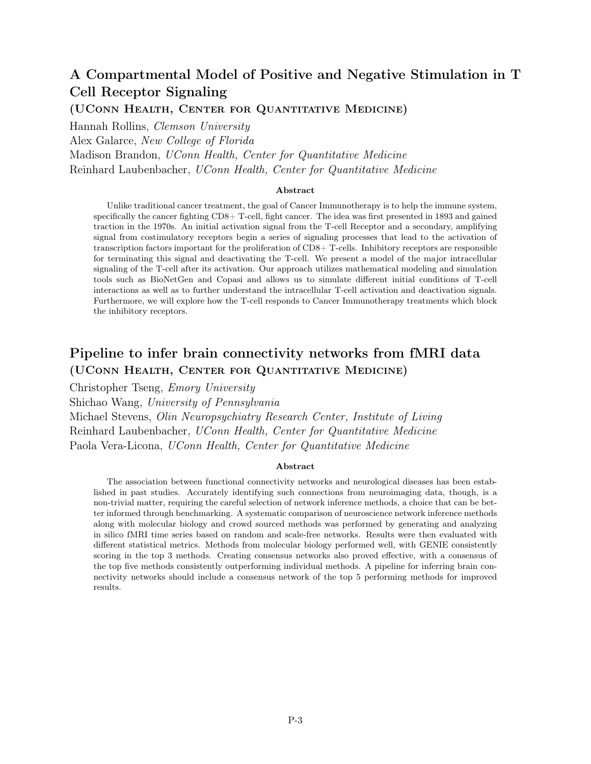## A Compartmental Model of Positive and Negative Stimulation in T Cell Receptor Signaling

**(UConn Health, Center for Quantitative Medicine)**

Hannah Rollins, *Clemson University*
Alex Galarce, *New College of Florida*
Madison Brandon, *UConn Health, Center for Quantitative Medicine*
Reinhard Laubenbacher, *UConn Health, Center for Quantitative Medicine*

### Abstract

Unlike traditional cancer treatment, the goal of Cancer Immunotherapy is to help the immune system, specifically the cancer fighting CD8+ T-cell, fight cancer. The idea was first presented in 1893 and gained traction in the 1970s. An initial activation signal from the T-cell Receptor and a secondary, amplifying signal from costimulatory receptors begin a series of signaling processes that lead to the activation of transcription factors important for the proliferation of CD8+ T-cells. Inhibitory receptors are responsible for terminating this signal and deactivating the T-cell. We present a model of the major intracellular signaling of the T-cell after its activation. Our approach utilizes mathematical modeling and simulation tools such as BioNetGen and Copasi and allows us to simulate different initial conditions of T-cell interactions as well as to further understand the intracellular T-cell activation and deactivation signals. Furthermore, we will explore how the T-cell responds to Cancer Immunotherapy treatments which block the inhibitory receptors.

## Pipeline to infer brain connectivity networks from fMRI data

**(UConn Health, Center for Quantitative Medicine)**

Christopher Tseng, *Emory University*
Shichao Wang, *University of Pennsylvania*
Michael Stevens, *Olin Neuropsychiatry Research Center, Institute of Living*
Reinhard Laubenbacher, *UConn Health, Center for Quantitative Medicine*
Paola Vera-Licona, *UConn Health, Center for Quantitative Medicine*

### Abstract

The association between functional connectivity networks and neurological diseases has been established in past studies. Accurately identifying such connections from neuroimaging data, though, is a non-trivial matter, requiring the careful selection of network inference methods, a choice that can be better informed through benchmarking. A systematic comparison of neuroscience network inference methods along with molecular biology and crowd sourced methods was performed by generating and analyzing in silico fMRI time series based on random and scale-free networks. Results were then evaluated with different statistical metrics. Methods from molecular biology performed well, with GENIE consistently scoring in the top 3 methods. Creating consensus networks also proved effective, with a consensus of the top five methods consistently outperforming individual methods. A pipeline for inferring brain connectivity networks should include a consensus network of the top 5 performing methods for improved results.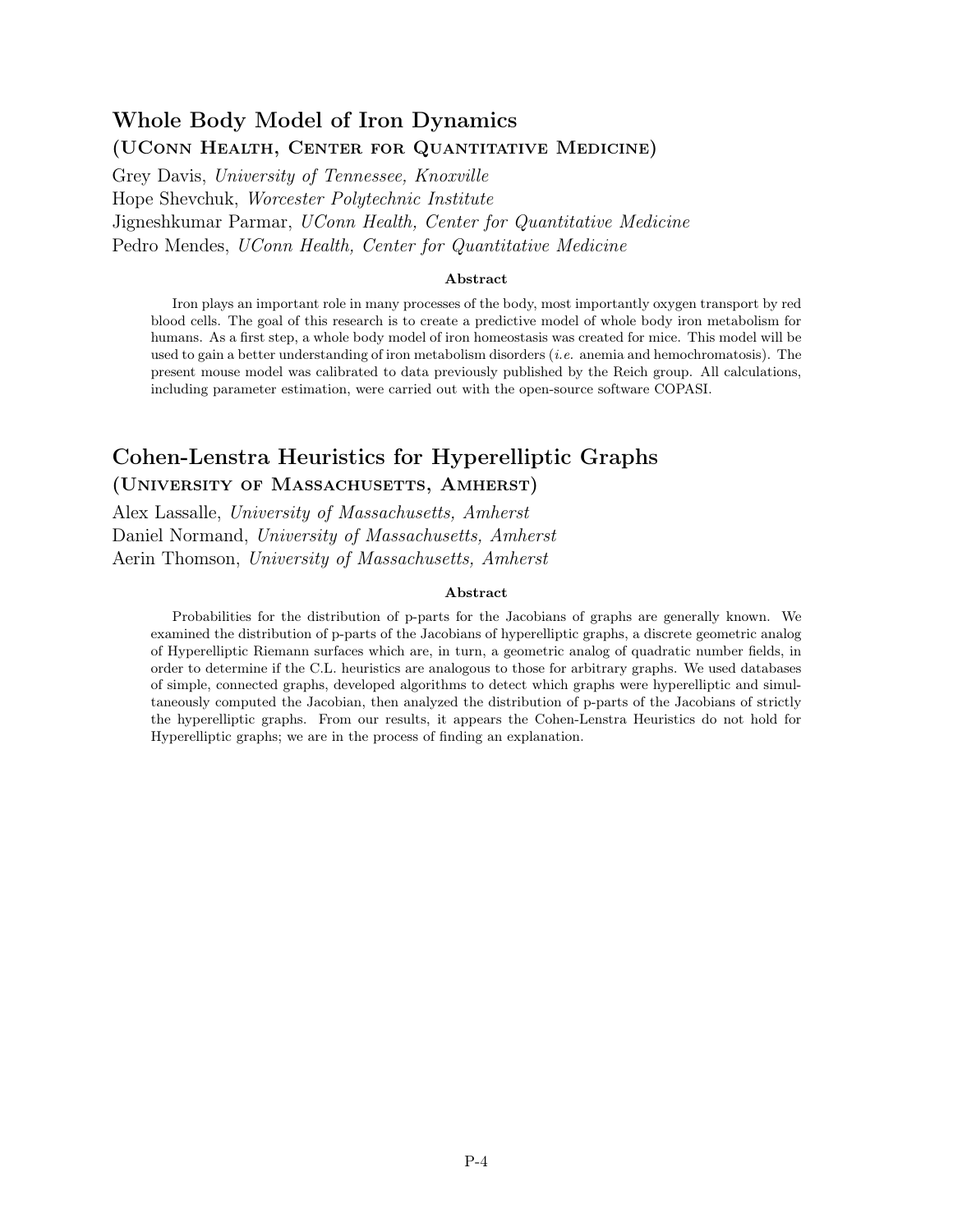## Whole Body Model of Iron Dynamics

### (UConn Health, Center for Quantitative Medicine)

Grey Davis, *University of Tennessee, Knoxville*
Hope Shevchuk, *Worcester Polytechnic Institute*
Jigneshkumar Parmar, *UConn Health, Center for Quantitative Medicine*
Pedro Mendes, *UConn Health, Center for Quantitative Medicine*

**Abstract**

Iron plays an important role in many processes of the body, most importantly oxygen transport by red blood cells. The goal of this research is to create a predictive model of whole body iron metabolism for humans. As a first step, a whole body model of iron homeostasis was created for mice. This model will be used to gain a better understanding of iron metabolism disorders (*i.e.* anemia and hemochromatosis). The present mouse model was calibrated to data previously published by the Reich group. All calculations, including parameter estimation, were carried out with the open-source software COPASI.

## Cohen-Lenstra Heuristics for Hyperelliptic Graphs

### (University of Massachusetts, Amherst)

Alex Lassalle, *University of Massachusetts, Amherst*
Daniel Normand, *University of Massachusetts, Amherst*
Aerin Thomson, *University of Massachusetts, Amherst*

**Abstract**

Probabilities for the distribution of p-parts for the Jacobians of graphs are generally known. We examined the distribution of p-parts of the Jacobians of hyperelliptic graphs, a discrete geometric analog of Hyperelliptic Riemann surfaces which are, in turn, a geometric analog of quadratic number fields, in order to determine if the C.L. heuristics are analogous to those for arbitrary graphs. We used databases of simple, connected graphs, developed algorithms to detect which graphs were hyperelliptic and simultaneously computed the Jacobian, then analyzed the distribution of p-parts of the Jacobians of strictly the hyperelliptic graphs. From our results, it appears the Cohen-Lenstra Heuristics do not hold for Hyperelliptic graphs; we are in the process of finding an explanation.